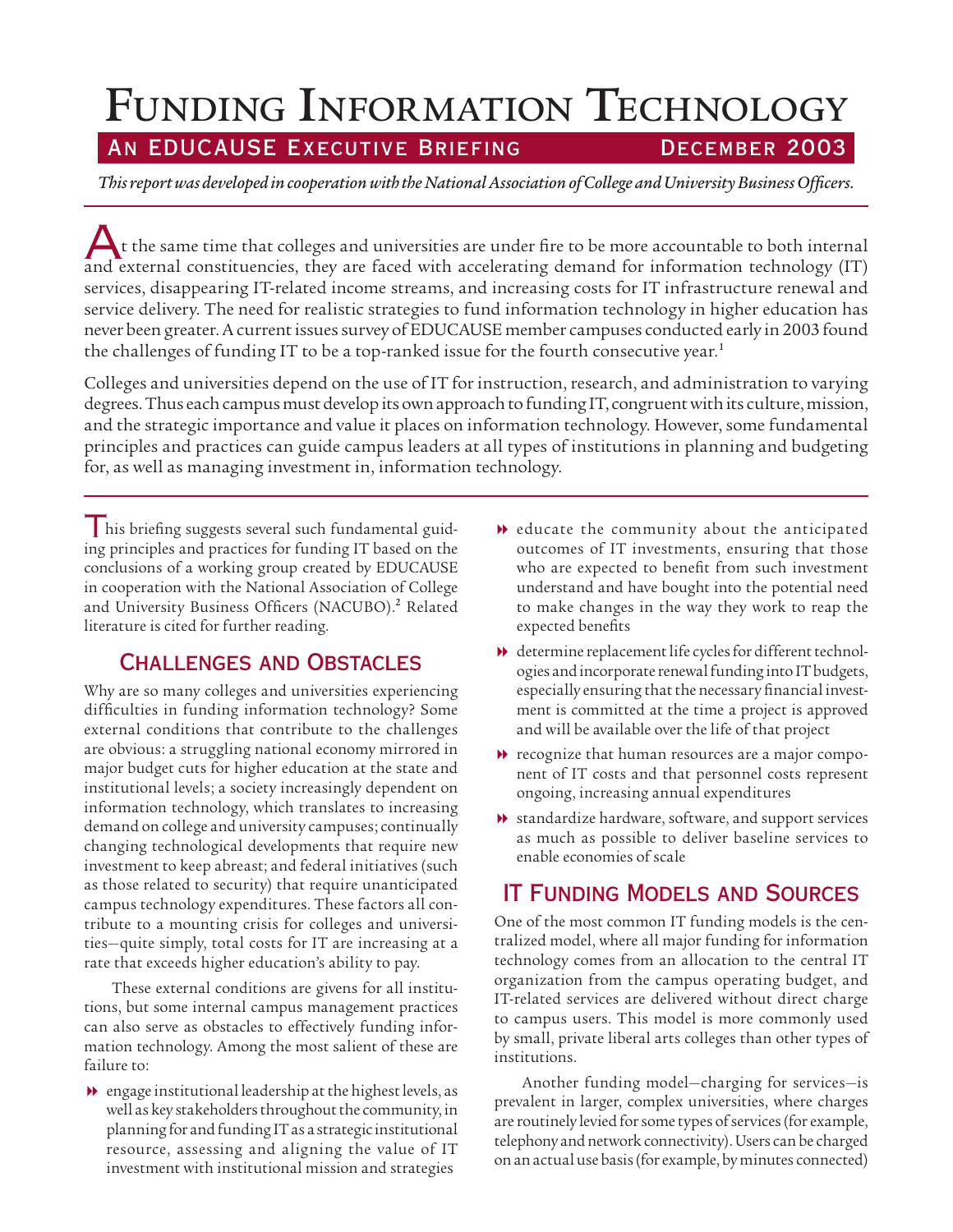# Funding Information Technology

## An EDUCAUSE Executive Briefing — December 2003

*This report was developed in cooperation with the National Association of College and University Business Officers.*

At the same time that colleges and universities are under fire to be more accountable to both internal and external constituencies, they are faced with accelerating demand for information technology (IT) services, disappearing IT-related income streams, and increasing costs for IT infrastructure renewal and service delivery. The need for realistic strategies to fund information technology in higher education has never been greater. A current issues survey of EDUCAUSE member campuses conducted early in 2003 found the challenges of funding IT to be a top-ranked issue for the fourth consecutive year.[1]

Colleges and universities depend on the use of IT for instruction, research, and administration to varying degrees. Thus each campus must develop its own approach to funding IT, congruent with its culture, mission, and the strategic importance and value it places on information technology. However, some fundamental principles and practices can guide campus leaders at all types of institutions in planning and budgeting for, as well as managing investment in, information technology.

This briefing suggests several such fundamental guiding principles and practices for funding IT based on the conclusions of a working group created by EDUCAUSE in cooperation with the National Association of College and University Business Officers (NACUBO).[2] Related literature is cited for further reading.

## Challenges and Obstacles

Why are so many colleges and universities experiencing difficulties in funding information technology? Some external conditions that contribute to the challenges are obvious: a struggling national economy mirrored in major budget cuts for higher education at the state and institutional levels; a society increasingly dependent on information technology, which translates to increasing demand on college and university campuses; continually changing technological developments that require new investment to keep abreast; and federal initiatives (such as those related to security) that require unanticipated campus technology expenditures. These factors all contribute to a mounting crisis for colleges and universities—quite simply, total costs for IT are increasing at a rate that exceeds higher education's ability to pay.

These external conditions are givens for all institutions, but some internal campus management practices can also serve as obstacles to effectively funding information technology. Among the most salient of these are failure to:

- engage institutional leadership at the highest levels, as well as key stakeholders throughout the community, in planning for and funding IT as a strategic institutional resource, assessing and aligning the value of IT investment with institutional mission and strategies
- educate the community about the anticipated outcomes of IT investments, ensuring that those who are expected to benefit from such investment understand and have bought into the potential need to make changes in the way they work to reap the expected benefits
- determine replacement life cycles for different technologies and incorporate renewal funding into IT budgets, especially ensuring that the necessary financial investment is committed at the time a project is approved and will be available over the life of that project
- recognize that human resources are a major component of IT costs and that personnel costs represent ongoing, increasing annual expenditures
- standardize hardware, software, and support services as much as possible to deliver baseline services to enable economies of scale

## IT Funding Models and Sources

One of the most common IT funding models is the centralized model, where all major funding for information technology comes from an allocation to the central IT organization from the campus operating budget, and IT-related services are delivered without direct charge to campus users. This model is more commonly used by small, private liberal arts colleges than other types of institutions.

Another funding model—charging for services—is prevalent in larger, complex universities, where charges are routinely levied for some types of services (for example, telephony and network connectivity). Users can be charged on an actual use basis (for example, by minutes connected)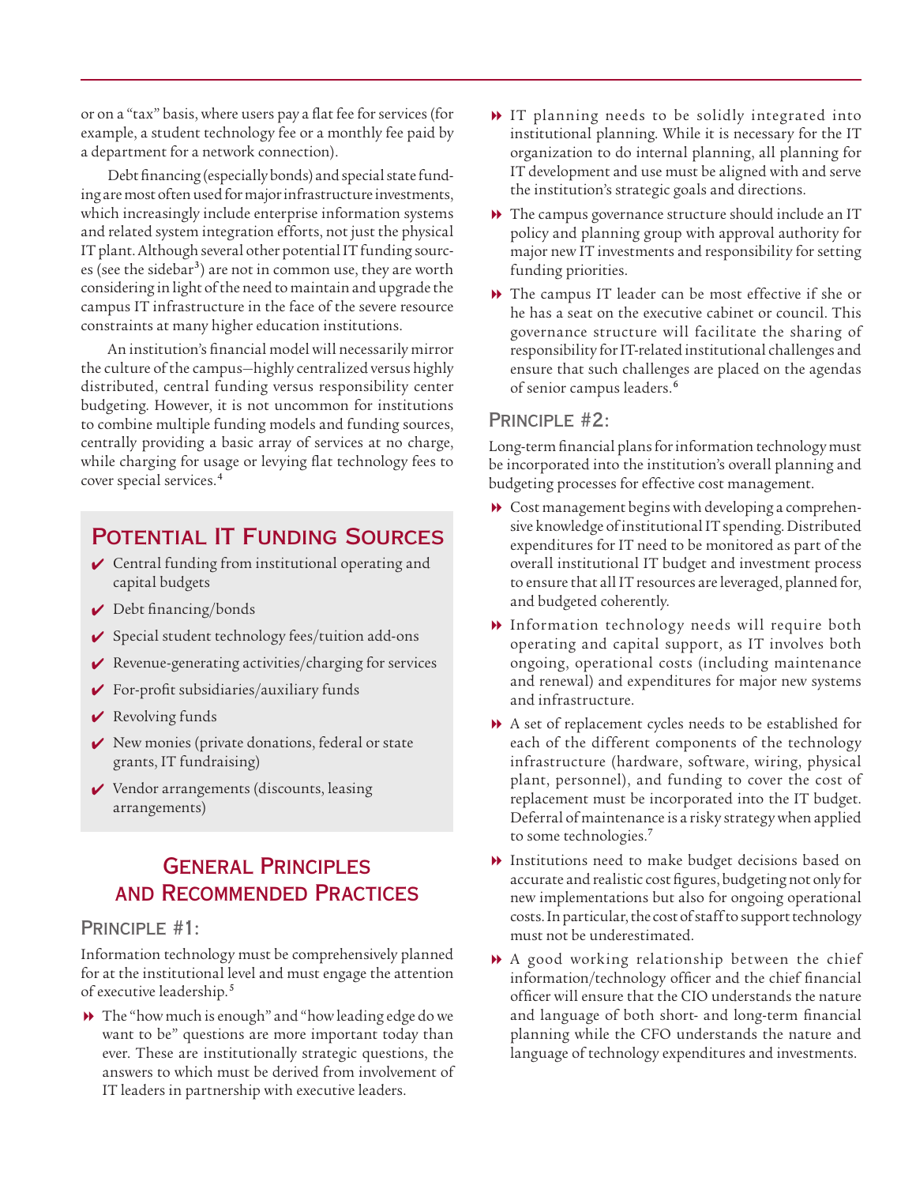or on a "tax" basis, where users pay a flat fee for services (for example, a student technology fee or a monthly fee paid by a department for a network connection).

Debt financing (especially bonds) and special state funding are most often used for major infrastructure investments, which increasingly include enterprise information systems and related system integration efforts, not just the physical IT plant. Although several other potential IT funding sources (see the sidebar[3]) are not in common use, they are worth considering in light of the need to maintain and upgrade the campus IT infrastructure in the face of the severe resource constraints at many higher education institutions.

An institution's financial model will necessarily mirror the culture of the campus—highly centralized versus highly distributed, central funding versus responsibility center budgeting. However, it is not uncommon for institutions to combine multiple funding models and funding sources, centrally providing a basic array of services at no charge, while charging for usage or levying flat technology fees to cover special services.[4]

## Potential IT Funding Sources

- ✔ Central funding from institutional operating and capital budgets
- ✔ Debt financing/bonds
- ✔ Special student technology fees/tuition add-ons
- ✔ Revenue-generating activities/charging for services
- ✔ For-profit subsidiaries/auxiliary funds
- ✔ Revolving funds
- ✔ New monies (private donations, federal or state grants, IT fundraising)
- ✔ Vendor arrangements (discounts, leasing arrangements)

## General Principles and Recommended Practices

### Principle #1:

Information technology must be comprehensively planned for at the institutional level and must engage the attention of executive leadership.[5]

- The "how much is enough" and "how leading edge do we want to be" questions are more important today than ever. These are institutionally strategic questions, the answers to which must be derived from involvement of IT leaders in partnership with executive leaders.
- IT planning needs to be solidly integrated into institutional planning. While it is necessary for the IT organization to do internal planning, all planning for IT development and use must be aligned with and serve the institution's strategic goals and directions.
- The campus governance structure should include an IT policy and planning group with approval authority for major new IT investments and responsibility for setting funding priorities.
- The campus IT leader can be most effective if she or he has a seat on the executive cabinet or council. This governance structure will facilitate the sharing of responsibility for IT-related institutional challenges and ensure that such challenges are placed on the agendas of senior campus leaders.[6]

### Principle #2:

Long-term financial plans for information technology must be incorporated into the institution's overall planning and budgeting processes for effective cost management.

- Cost management begins with developing a comprehensive knowledge of institutional IT spending. Distributed expenditures for IT need to be monitored as part of the overall institutional IT budget and investment process to ensure that all IT resources are leveraged, planned for, and budgeted coherently.
- Information technology needs will require both operating and capital support, as IT involves both ongoing, operational costs (including maintenance and renewal) and expenditures for major new systems and infrastructure.
- A set of replacement cycles needs to be established for each of the different components of the technology infrastructure (hardware, software, wiring, physical plant, personnel), and funding to cover the cost of replacement must be incorporated into the IT budget. Deferral of maintenance is a risky strategy when applied to some technologies.[7]
- Institutions need to make budget decisions based on accurate and realistic cost figures, budgeting not only for new implementations but also for ongoing operational costs. In particular, the cost of staff to support technology must not be underestimated.
- A good working relationship between the chief information/technology officer and the chief financial officer will ensure that the CIO understands the nature and language of both short- and long-term financial planning while the CFO understands the nature and language of technology expenditures and investments.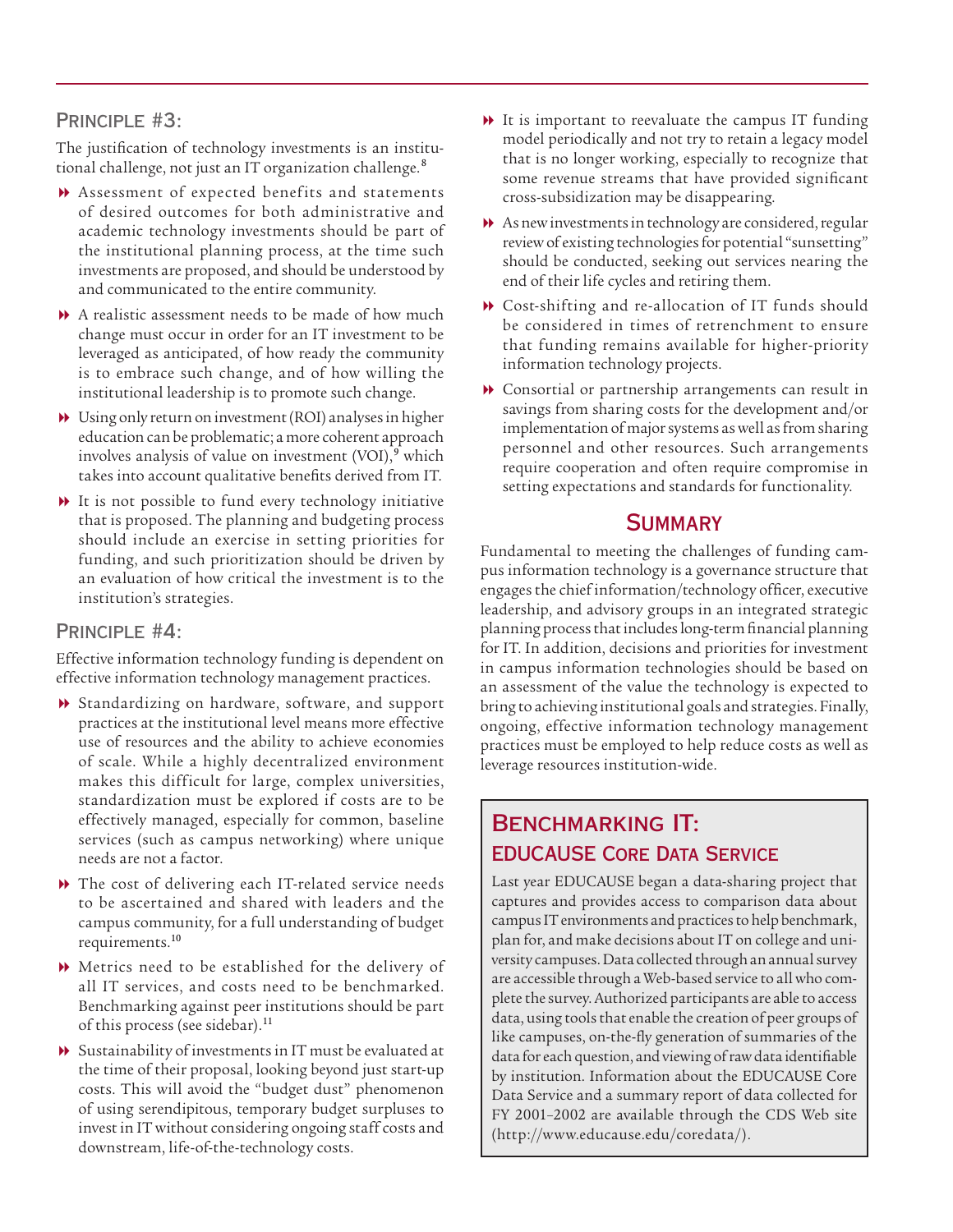### Principle #3:

The justification of technology investments is an institutional challenge, not just an IT organization challenge.[8]

- Assessment of expected benefits and statements of desired outcomes for both administrative and academic technology investments should be part of the institutional planning process, at the time such investments are proposed, and should be understood by and communicated to the entire community.
- A realistic assessment needs to be made of how much change must occur in order for an IT investment to be leveraged as anticipated, of how ready the community is to embrace such change, and of how willing the institutional leadership is to promote such change.
- Using only return on investment (ROI) analyses in higher education can be problematic; a more coherent approach involves analysis of value on investment (VOI),[9] which takes into account qualitative benefits derived from IT.
- It is not possible to fund every technology initiative that is proposed. The planning and budgeting process should include an exercise in setting priorities for funding, and such prioritization should be driven by an evaluation of how critical the investment is to the institution's strategies.

### Principle #4:

Effective information technology funding is dependent on effective information technology management practices.

- Standardizing on hardware, software, and support practices at the institutional level means more effective use of resources and the ability to achieve economies of scale. While a highly decentralized environment makes this difficult for large, complex universities, standardization must be explored if costs are to be effectively managed, especially for common, baseline services (such as campus networking) where unique needs are not a factor.
- The cost of delivering each IT-related service needs to be ascertained and shared with leaders and the campus community, for a full understanding of budget requirements.[10]
- Metrics need to be established for the delivery of all IT services, and costs need to be benchmarked. Benchmarking against peer institutions should be part of this process (see sidebar).[11]
- Sustainability of investments in IT must be evaluated at the time of their proposal, looking beyond just start-up costs. This will avoid the "budget dust" phenomenon of using serendipitous, temporary budget surpluses to invest in IT without considering ongoing staff costs and downstream, life-of-the-technology costs.
- It is important to reevaluate the campus IT funding model periodically and not try to retain a legacy model that is no longer working, especially to recognize that some revenue streams that have provided significant cross-subsidization may be disappearing.
- As new investments in technology are considered, regular review of existing technologies for potential "sunsetting" should be conducted, seeking out services nearing the end of their life cycles and retiring them.
- Cost-shifting and re-allocation of IT funds should be considered in times of retrenchment to ensure that funding remains available for higher-priority information technology projects.
- Consortial or partnership arrangements can result in savings from sharing costs for the development and/or implementation of major systems as well as from sharing personnel and other resources. Such arrangements require cooperation and often require compromise in setting expectations and standards for functionality.

## Summary

Fundamental to meeting the challenges of funding campus information technology is a governance structure that engages the chief information/technology officer, executive leadership, and advisory groups in an integrated strategic planning process that includes long-term financial planning for IT. In addition, decisions and priorities for investment in campus information technologies should be based on an assessment of the value the technology is expected to bring to achieving institutional goals and strategies. Finally, ongoing, effective information technology management practices must be employed to help reduce costs as well as leverage resources institution-wide.

## Benchmarking IT:
### EDUCAUSE Core Data Service

Last year EDUCAUSE began a data-sharing project that captures and provides access to comparison data about campus IT environments and practices to help benchmark, plan for, and make decisions about IT on college and university campuses. Data collected through an annual survey are accessible through a Web-based service to all who complete the survey. Authorized participants are able to access data, using tools that enable the creation of peer groups of like campuses, on-the-fly generation of summaries of the data for each question, and viewing of raw data identifiable by institution. Information about the EDUCAUSE Core Data Service and a summary report of data collected for FY 2001–2002 are available through the CDS Web site (http://www.educause.edu/coredata/).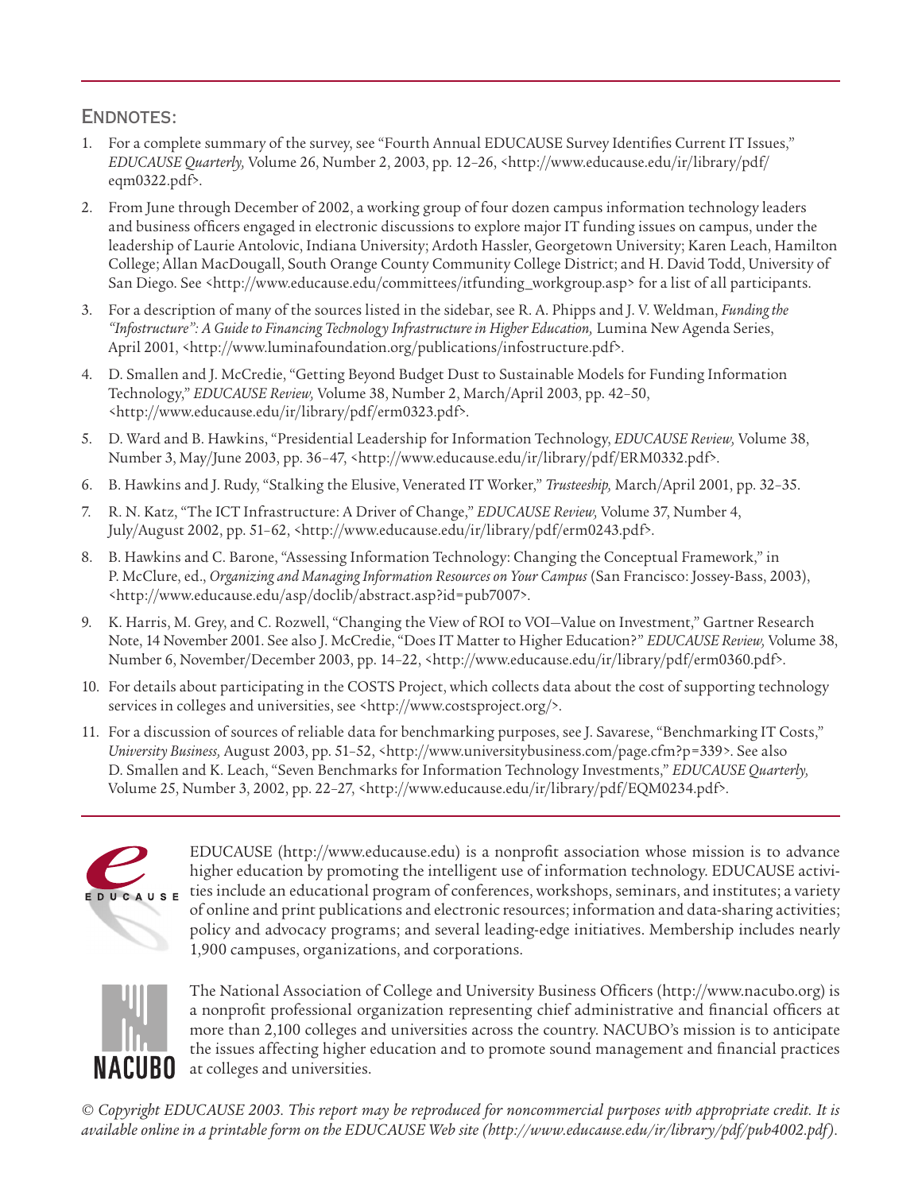## Endnotes:

1. For a complete summary of the survey, see "Fourth Annual EDUCAUSE Survey Identifies Current IT Issues," *EDUCAUSE Quarterly,* Volume 26, Number 2, 2003, pp. 12–26, <http://www.educause.edu/ir/library/pdf/eqm0322.pdf>.
2. From June through December of 2002, a working group of four dozen campus information technology leaders and business officers engaged in electronic discussions to explore major IT funding issues on campus, under the leadership of Laurie Antolovic, Indiana University; Ardoth Hassler, Georgetown University; Karen Leach, Hamilton College; Allan MacDougall, South Orange County Community College District; and H. David Todd, University of San Diego. See <http://www.educause.edu/committees/itfunding_workgroup.asp> for a list of all participants.
3. For a description of many of the sources listed in the sidebar, see R. A. Phipps and J. V. Weldman, *Funding the "Infostructure": A Guide to Financing Technology Infrastructure in Higher Education,* Lumina New Agenda Series, April 2001, <http://www.luminafoundation.org/publications/infostructure.pdf>.
4. D. Smallen and J. McCredie, "Getting Beyond Budget Dust to Sustainable Models for Funding Information Technology," *EDUCAUSE Review,* Volume 38, Number 2, March/April 2003, pp. 42–50, <http://www.educause.edu/ir/library/pdf/erm0323.pdf>.
5. D. Ward and B. Hawkins, "Presidential Leadership for Information Technology, *EDUCAUSE Review,* Volume 38, Number 3, May/June 2003, pp. 36–47, <http://www.educause.edu/ir/library/pdf/ERM0332.pdf>.
6. B. Hawkins and J. Rudy, "Stalking the Elusive, Venerated IT Worker," *Trusteeship,* March/April 2001, pp. 32–35.
7. R. N. Katz, "The ICT Infrastructure: A Driver of Change," *EDUCAUSE Review,* Volume 37, Number 4, July/August 2002, pp. 51–62, <http://www.educause.edu/ir/library/pdf/erm0243.pdf>.
8. B. Hawkins and C. Barone, "Assessing Information Technology: Changing the Conceptual Framework," in P. McClure, ed., *Organizing and Managing Information Resources on Your Campus* (San Francisco: Jossey-Bass, 2003), <http://www.educause.edu/asp/doclib/abstract.asp?id=pub7007>.
9. K. Harris, M. Grey, and C. Rozwell, "Changing the View of ROI to VOI—Value on Investment," Gartner Research Note, 14 November 2001. See also J. McCredie, "Does IT Matter to Higher Education?" *EDUCAUSE Review,* Volume 38, Number 6, November/December 2003, pp. 14–22, <http://www.educause.edu/ir/library/pdf/erm0360.pdf>.
10. For details about participating in the COSTS Project, which collects data about the cost of supporting technology services in colleges and universities, see <http://www.costsproject.org/>.
11. For a discussion of sources of reliable data for benchmarking purposes, see J. Savarese, "Benchmarking IT Costs," *University Business,* August 2003, pp. 51–52, <http://www.universitybusiness.com/page.cfm?p=339>. See also D. Smallen and K. Leach, "Seven Benchmarks for Information Technology Investments," *EDUCAUSE Quarterly,* Volume 25, Number 3, 2002, pp. 22–27, <http://www.educause.edu/ir/library/pdf/EQM0234.pdf>.

---

EDUCAUSE (http://www.educause.edu) is a nonprofit association whose mission is to advance higher education by promoting the intelligent use of information technology. EDUCAUSE activities include an educational program of conferences, workshops, seminars, and institutes; a variety of online and print publications and electronic resources; information and data-sharing activities; policy and advocacy programs; and several leading-edge initiatives. Membership includes nearly 1,900 campuses, organizations, and corporations.

The National Association of College and University Business Officers (http://www.nacubo.org) is a nonprofit professional organization representing chief administrative and financial officers at more than 2,100 colleges and universities across the country. NACUBO's mission is to anticipate the issues affecting higher education and to promote sound management and financial practices at colleges and universities.

*© Copyright EDUCAUSE 2003. This report may be reproduced for noncommercial purposes with appropriate credit. It is available online in a printable form on the EDUCAUSE Web site (http://www.educause.edu/ir/library/pdf/pub4002.pdf).*